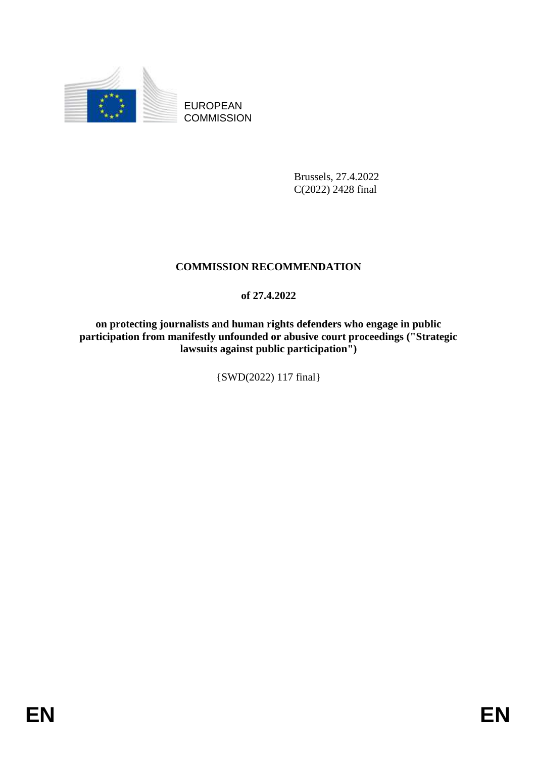EUROPEAN
COMMISSION

Brussels, 27.4.2022
C(2022) 2428 final

**COMMISSION RECOMMENDATION**

**of 27.4.2022**

**on protecting journalists and human rights defenders who engage in public participation from manifestly unfounded or abusive court proceedings ("Strategic lawsuits against public participation")**

{SWD(2022) 117 final}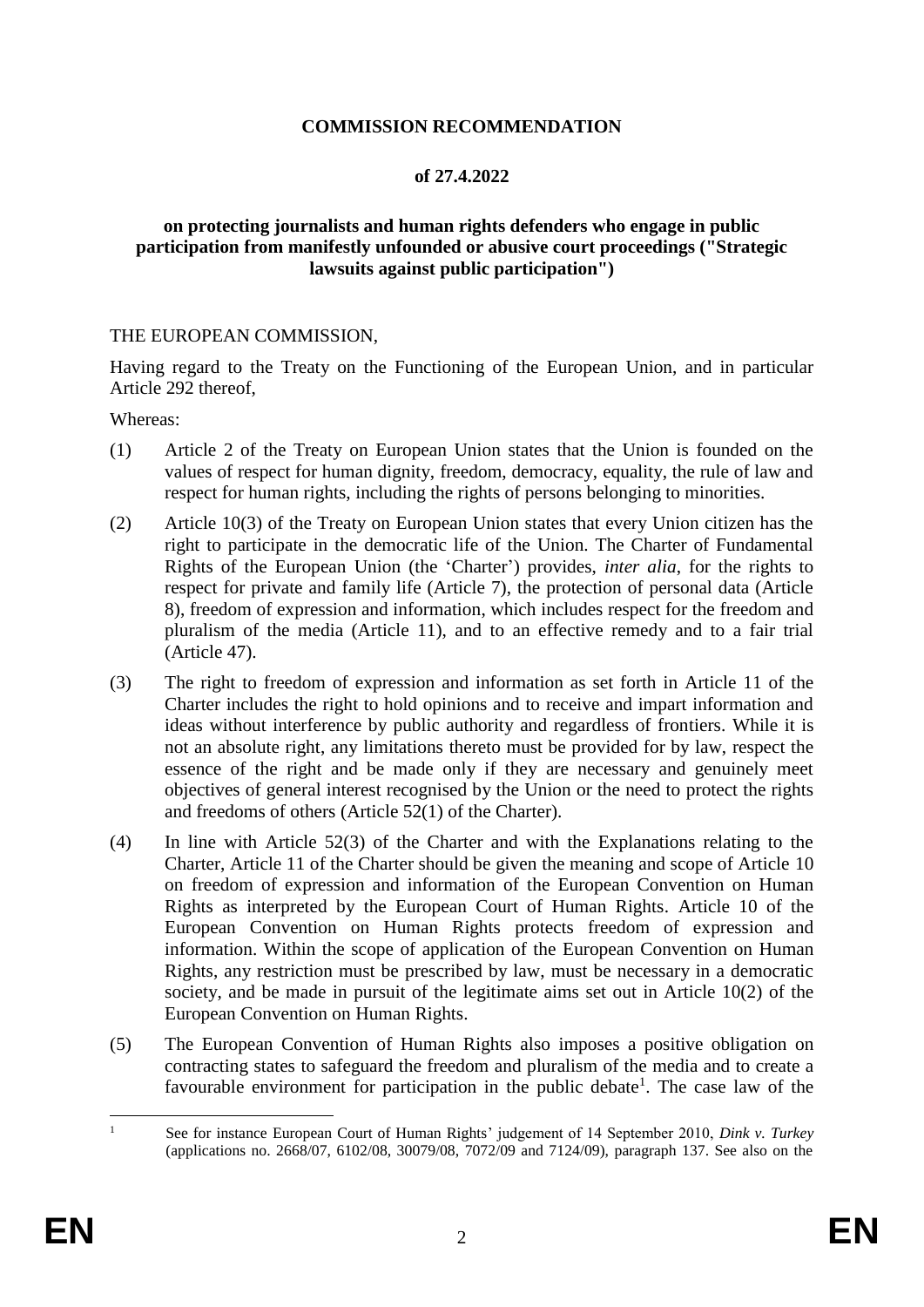# COMMISSION RECOMMENDATION

**of 27.4.2022**

**on protecting journalists and human rights defenders who engage in public participation from manifestly unfounded or abusive court proceedings ("Strategic lawsuits against public participation")**

THE EUROPEAN COMMISSION,

Having regard to the Treaty on the Functioning of the European Union, and in particular Article 292 thereof,

Whereas:

(1) Article 2 of the Treaty on European Union states that the Union is founded on the values of respect for human dignity, freedom, democracy, equality, the rule of law and respect for human rights, including the rights of persons belonging to minorities.

(2) Article 10(3) of the Treaty on European Union states that every Union citizen has the right to participate in the democratic life of the Union. The Charter of Fundamental Rights of the European Union (the 'Charter') provides, *inter alia*, for the rights to respect for private and family life (Article 7), the protection of personal data (Article 8), freedom of expression and information, which includes respect for the freedom and pluralism of the media (Article 11), and to an effective remedy and to a fair trial (Article 47).

(3) The right to freedom of expression and information as set forth in Article 11 of the Charter includes the right to hold opinions and to receive and impart information and ideas without interference by public authority and regardless of frontiers. While it is not an absolute right, any limitations thereto must be provided for by law, respect the essence of the right and be made only if they are necessary and genuinely meet objectives of general interest recognised by the Union or the need to protect the rights and freedoms of others (Article 52(1) of the Charter).

(4) In line with Article 52(3) of the Charter and with the Explanations relating to the Charter, Article 11 of the Charter should be given the meaning and scope of Article 10 on freedom of expression and information of the European Convention on Human Rights as interpreted by the European Court of Human Rights. Article 10 of the European Convention on Human Rights protects freedom of expression and information. Within the scope of application of the European Convention on Human Rights, any restriction must be prescribed by law, must be necessary in a democratic society, and be made in pursuit of the legitimate aims set out in Article 10(2) of the European Convention on Human Rights.

(5) The European Convention of Human Rights also imposes a positive obligation on contracting states to safeguard the freedom and pluralism of the media and to create a favourable environment for participation in the public debate[1]. The case law of the

[1] See for instance European Court of Human Rights' judgement of 14 September 2010, *Dink v. Turkey* (applications no. 2668/07, 6102/08, 30079/08, 7072/09 and 7124/09), paragraph 137. See also on the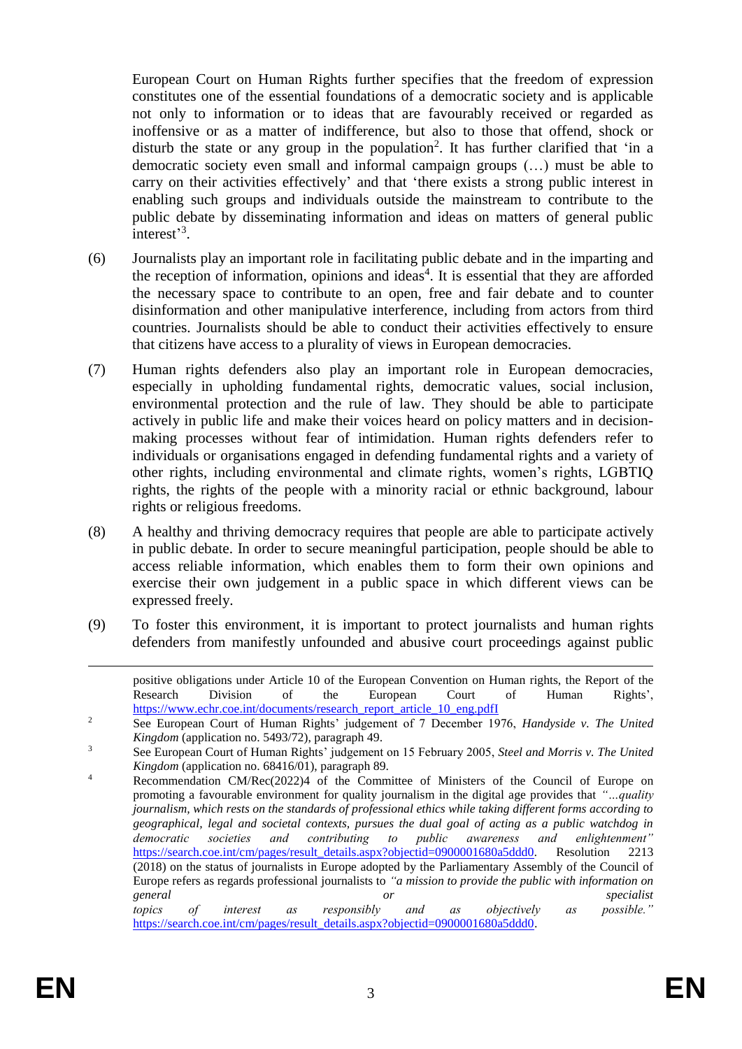European Court on Human Rights further specifies that the freedom of expression constitutes one of the essential foundations of a democratic society and is applicable not only to information or to ideas that are favourably received or regarded as inoffensive or as a matter of indifference, but also to those that offend, shock or disturb the state or any group in the population[2]. It has further clarified that 'in a democratic society even small and informal campaign groups (…) must be able to carry on their activities effectively' and that 'there exists a strong public interest in enabling such groups and individuals outside the mainstream to contribute to the public debate by disseminating information and ideas on matters of general public interest'[3].

(6) Journalists play an important role in facilitating public debate and in the imparting and the reception of information, opinions and ideas[4]. It is essential that they are afforded the necessary space to contribute to an open, free and fair debate and to counter disinformation and other manipulative interference, including from actors from third countries. Journalists should be able to conduct their activities effectively to ensure that citizens have access to a plurality of views in European democracies.

(7) Human rights defenders also play an important role in European democracies, especially in upholding fundamental rights, democratic values, social inclusion, environmental protection and the rule of law. They should be able to participate actively in public life and make their voices heard on policy matters and in decision-making processes without fear of intimidation. Human rights defenders refer to individuals or organisations engaged in defending fundamental rights and a variety of other rights, including environmental and climate rights, women's rights, LGBTIQ rights, the rights of the people with a minority racial or ethnic background, labour rights or religious freedoms.

(8) A healthy and thriving democracy requires that people are able to participate actively in public debate. In order to secure meaningful participation, people should be able to access reliable information, which enables them to form their own opinions and exercise their own judgement in a public space in which different views can be expressed freely.

(9) To foster this environment, it is important to protect journalists and human rights defenders from manifestly unfounded and abusive court proceedings against public

---

positive obligations under Article 10 of the European Convention on Human rights, the Report of the Research Division of the European Court of Human Rights', https://www.echr.coe.int/documents/research_report_article_10_eng.pdfI

[2] See European Court of Human Rights' judgement of 7 December 1976, *Handyside v. The United Kingdom* (application no. 5493/72), paragraph 49.

[3] See European Court of Human Rights' judgement on 15 February 2005, *Steel and Morris v. The United Kingdom* (application no. 68416/01), paragraph 89.

[4] Recommendation CM/Rec(2022)4 of the Committee of Ministers of the Council of Europe on promoting a favourable environment for quality journalism in the digital age provides that *"...quality journalism, which rests on the standards of professional ethics while taking different forms according to geographical, legal and societal contexts, pursues the dual goal of acting as a public watchdog in democratic societies and contributing to public awareness and enlightenment"* https://search.coe.int/cm/pages/result_details.aspx?objectid=0900001680a5ddd0. Resolution 2213 (2018) on the status of journalists in Europe adopted by the Parliamentary Assembly of the Council of Europe refers as regards professional journalists to *"a mission to provide the public with information on general or specialist topics of interest as responsibly and as objectively as possible."* https://search.coe.int/cm/pages/result_details.aspx?objectid=0900001680a5ddd0.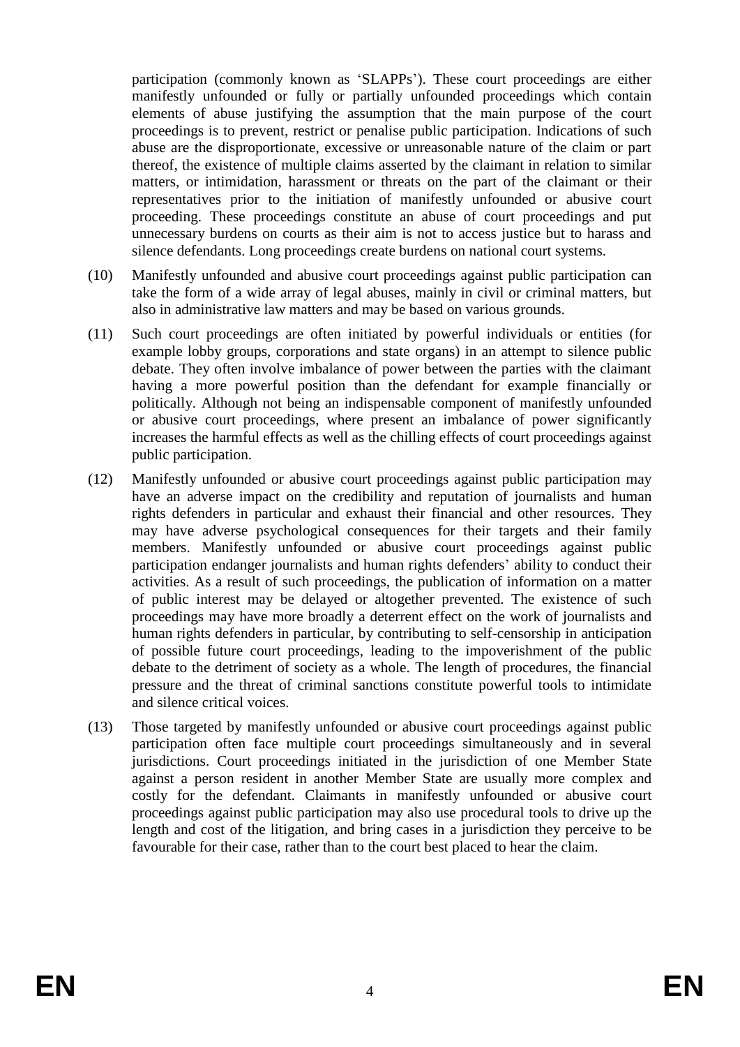participation (commonly known as 'SLAPPs'). These court proceedings are either manifestly unfounded or fully or partially unfounded proceedings which contain elements of abuse justifying the assumption that the main purpose of the court proceedings is to prevent, restrict or penalise public participation. Indications of such abuse are the disproportionate, excessive or unreasonable nature of the claim or part thereof, the existence of multiple claims asserted by the claimant in relation to similar matters, or intimidation, harassment or threats on the part of the claimant or their representatives prior to the initiation of manifestly unfounded or abusive court proceeding. These proceedings constitute an abuse of court proceedings and put unnecessary burdens on courts as their aim is not to access justice but to harass and silence defendants. Long proceedings create burdens on national court systems.

(10) Manifestly unfounded and abusive court proceedings against public participation can take the form of a wide array of legal abuses, mainly in civil or criminal matters, but also in administrative law matters and may be based on various grounds.

(11) Such court proceedings are often initiated by powerful individuals or entities (for example lobby groups, corporations and state organs) in an attempt to silence public debate. They often involve imbalance of power between the parties with the claimant having a more powerful position than the defendant for example financially or politically. Although not being an indispensable component of manifestly unfounded or abusive court proceedings, where present an imbalance of power significantly increases the harmful effects as well as the chilling effects of court proceedings against public participation.

(12) Manifestly unfounded or abusive court proceedings against public participation may have an adverse impact on the credibility and reputation of journalists and human rights defenders in particular and exhaust their financial and other resources. They may have adverse psychological consequences for their targets and their family members. Manifestly unfounded or abusive court proceedings against public participation endanger journalists and human rights defenders' ability to conduct their activities. As a result of such proceedings, the publication of information on a matter of public interest may be delayed or altogether prevented. The existence of such proceedings may have more broadly a deterrent effect on the work of journalists and human rights defenders in particular, by contributing to self-censorship in anticipation of possible future court proceedings, leading to the impoverishment of the public debate to the detriment of society as a whole. The length of procedures, the financial pressure and the threat of criminal sanctions constitute powerful tools to intimidate and silence critical voices.

(13) Those targeted by manifestly unfounded or abusive court proceedings against public participation often face multiple court proceedings simultaneously and in several jurisdictions. Court proceedings initiated in the jurisdiction of one Member State against a person resident in another Member State are usually more complex and costly for the defendant. Claimants in manifestly unfounded or abusive court proceedings against public participation may also use procedural tools to drive up the length and cost of the litigation, and bring cases in a jurisdiction they perceive to be favourable for their case, rather than to the court best placed to hear the claim.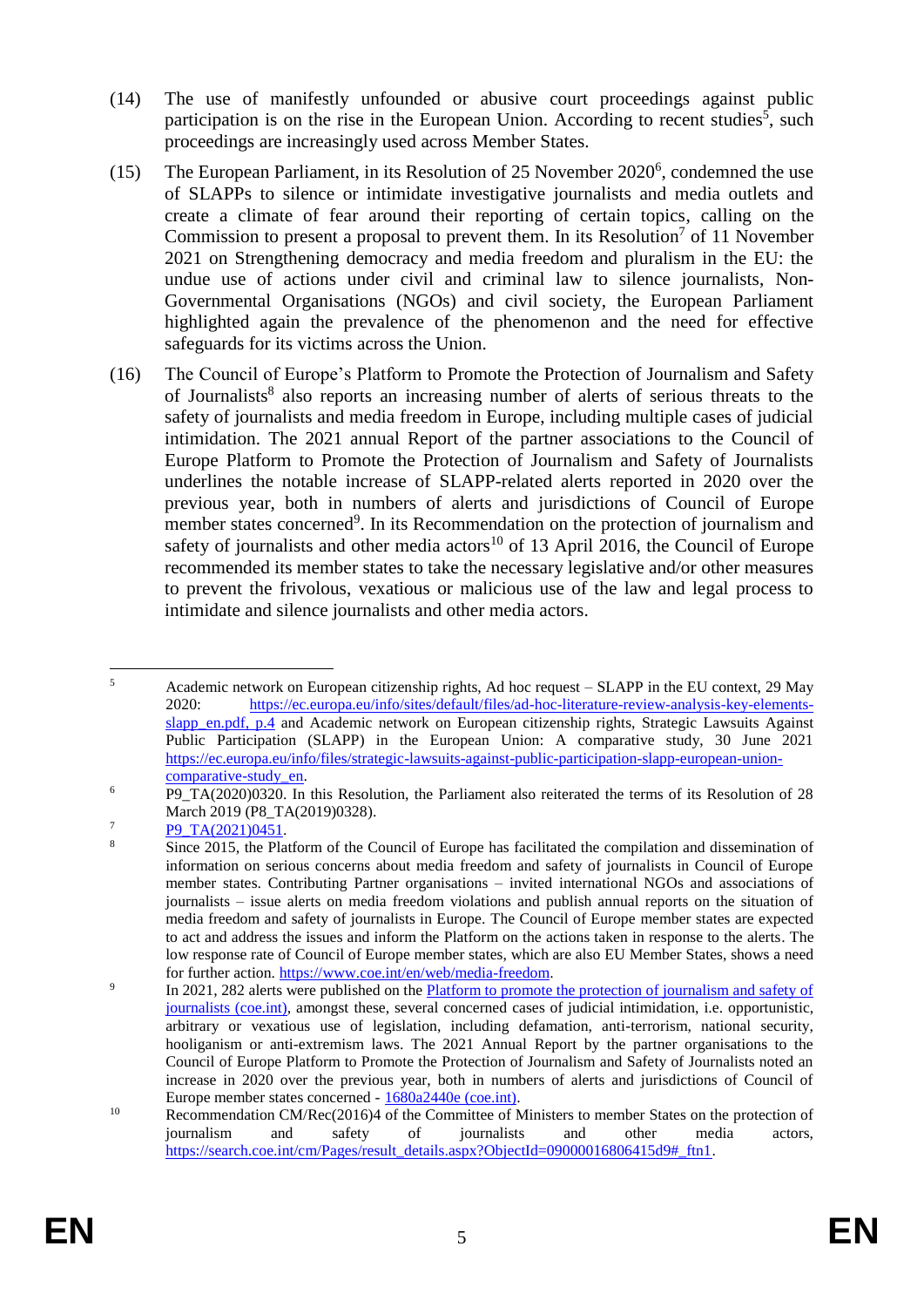(14) The use of manifestly unfounded or abusive court proceedings against public participation is on the rise in the European Union. According to recent studies[5], such proceedings are increasingly used across Member States.

(15) The European Parliament, in its Resolution of 25 November 2020[6], condemned the use of SLAPPs to silence or intimidate investigative journalists and media outlets and create a climate of fear around their reporting of certain topics, calling on the Commission to present a proposal to prevent them. In its Resolution[7] of 11 November 2021 on Strengthening democracy and media freedom and pluralism in the EU: the undue use of actions under civil and criminal law to silence journalists, Non-Governmental Organisations (NGOs) and civil society, the European Parliament highlighted again the prevalence of the phenomenon and the need for effective safeguards for its victims across the Union.

(16) The Council of Europe's Platform to Promote the Protection of Journalism and Safety of Journalists[8] also reports an increasing number of alerts of serious threats to the safety of journalists and media freedom in Europe, including multiple cases of judicial intimidation. The 2021 annual Report of the partner associations to the Council of Europe Platform to Promote the Protection of Journalism and Safety of Journalists underlines the notable increase of SLAPP-related alerts reported in 2020 over the previous year, both in numbers of alerts and jurisdictions of Council of Europe member states concerned[9]. In its Recommendation on the protection of journalism and safety of journalists and other media actors[10] of 13 April 2016, the Council of Europe recommended its member states to take the necessary legislative and/or other measures to prevent the frivolous, vexatious or malicious use of the law and legal process to intimidate and silence journalists and other media actors.

---

[5] Academic network on European citizenship rights, Ad hoc request – SLAPP in the EU context, 29 May 2020: https://ec.europa.eu/info/sites/default/files/ad-hoc-literature-review-analysis-key-elements-slapp_en.pdf, p.4 and Academic network on European citizenship rights, Strategic Lawsuits Against Public Participation (SLAPP) in the European Union: A comparative study, 30 June 2021 https://ec.europa.eu/info/files/strategic-lawsuits-against-public-participation-slapp-european-union-comparative-study_en.

[6] P9_TA(2020)0320. In this Resolution, the Parliament also reiterated the terms of its Resolution of 28 March 2019 (P8_TA(2019)0328).

[7] P9_TA(2021)0451.

[8] Since 2015, the Platform of the Council of Europe has facilitated the compilation and dissemination of information on serious concerns about media freedom and safety of journalists in Council of Europe member states. Contributing Partner organisations – invited international NGOs and associations of journalists – issue alerts on media freedom violations and publish annual reports on the situation of media freedom and safety of journalists in Europe. The Council of Europe member states are expected to act and address the issues and inform the Platform on the actions taken in response to the alerts. The low response rate of Council of Europe member states, which are also EU Member States, shows a need for further action. https://www.coe.int/en/web/media-freedom.

[9] In 2021, 282 alerts were published on the Platform to promote the protection of journalism and safety of journalists (coe.int), amongst these, several concerned cases of judicial intimidation, i.e. opportunistic, arbitrary or vexatious use of legislation, including defamation, anti-terrorism, national security, hooliganism or anti-extremism laws. The 2021 Annual Report by the partner organisations to the Council of Europe Platform to Promote the Protection of Journalism and Safety of Journalists noted an increase in 2020 over the previous year, both in numbers of alerts and jurisdictions of Council of Europe member states concerned - 1680a2440e (coe.int).

[10] Recommendation CM/Rec(2016)4 of the Committee of Ministers to member States on the protection of journalism and safety of journalists and other media actors, https://search.coe.int/cm/Pages/result_details.aspx?ObjectId=09000016806415d9#_ftn1.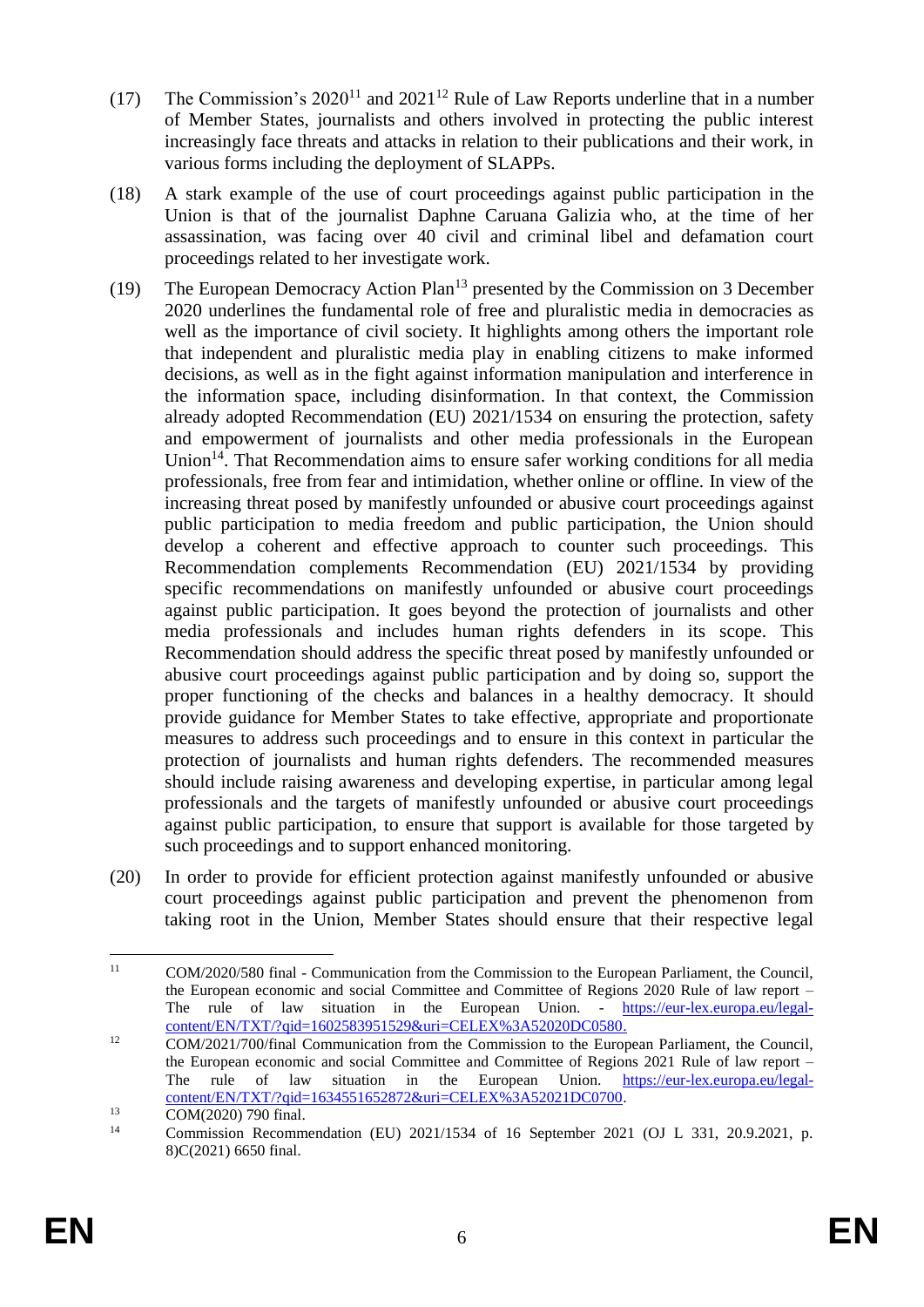(17) The Commission's 2020[11] and 2021[12] Rule of Law Reports underline that in a number of Member States, journalists and others involved in protecting the public interest increasingly face threats and attacks in relation to their publications and their work, in various forms including the deployment of SLAPPs.

(18) A stark example of the use of court proceedings against public participation in the Union is that of the journalist Daphne Caruana Galizia who, at the time of her assassination, was facing over 40 civil and criminal libel and defamation court proceedings related to her investigate work.

(19) The European Democracy Action Plan[13] presented by the Commission on 3 December 2020 underlines the fundamental role of free and pluralistic media in democracies as well as the importance of civil society. It highlights among others the important role that independent and pluralistic media play in enabling citizens to make informed decisions, as well as in the fight against information manipulation and interference in the information space, including disinformation. In that context, the Commission already adopted Recommendation (EU) 2021/1534 on ensuring the protection, safety and empowerment of journalists and other media professionals in the European Union[14]. That Recommendation aims to ensure safer working conditions for all media professionals, free from fear and intimidation, whether online or offline. In view of the increasing threat posed by manifestly unfounded or abusive court proceedings against public participation to media freedom and public participation, the Union should develop a coherent and effective approach to counter such proceedings. This Recommendation complements Recommendation (EU) 2021/1534 by providing specific recommendations on manifestly unfounded or abusive court proceedings against public participation. It goes beyond the protection of journalists and other media professionals and includes human rights defenders in its scope. This Recommendation should address the specific threat posed by manifestly unfounded or abusive court proceedings against public participation and by doing so, support the proper functioning of the checks and balances in a healthy democracy. It should provide guidance for Member States to take effective, appropriate and proportionate measures to address such proceedings and to ensure in this context in particular the protection of journalists and human rights defenders. The recommended measures should include raising awareness and developing expertise, in particular among legal professionals and the targets of manifestly unfounded or abusive court proceedings against public participation, to ensure that support is available for those targeted by such proceedings and to support enhanced monitoring.

(20) In order to provide for efficient protection against manifestly unfounded or abusive court proceedings against public participation and prevent the phenomenon from taking root in the Union, Member States should ensure that their respective legal

---

[11] COM/2020/580 final - Communication from the Commission to the European Parliament, the Council, the European economic and social Committee and Committee of Regions 2020 Rule of law report – The rule of law situation in the European Union. - https://eur-lex.europa.eu/legal-content/EN/TXT/?qid=1602583951529&uri=CELEX%3A52020DC0580.

[12] COM/2021/700/final Communication from the Commission to the European Parliament, the Council, the European economic and social Committee and Committee of Regions 2021 Rule of law report – The rule of law situation in the European Union. https://eur-lex.europa.eu/legal-content/EN/TXT/?qid=1634551652872&uri=CELEX%3A52021DC0700.

[13] COM(2020) 790 final.

[14] Commission Recommendation (EU) 2021/1534 of 16 September 2021 (OJ L 331, 20.9.2021, p. 8)C(2021) 6650 final.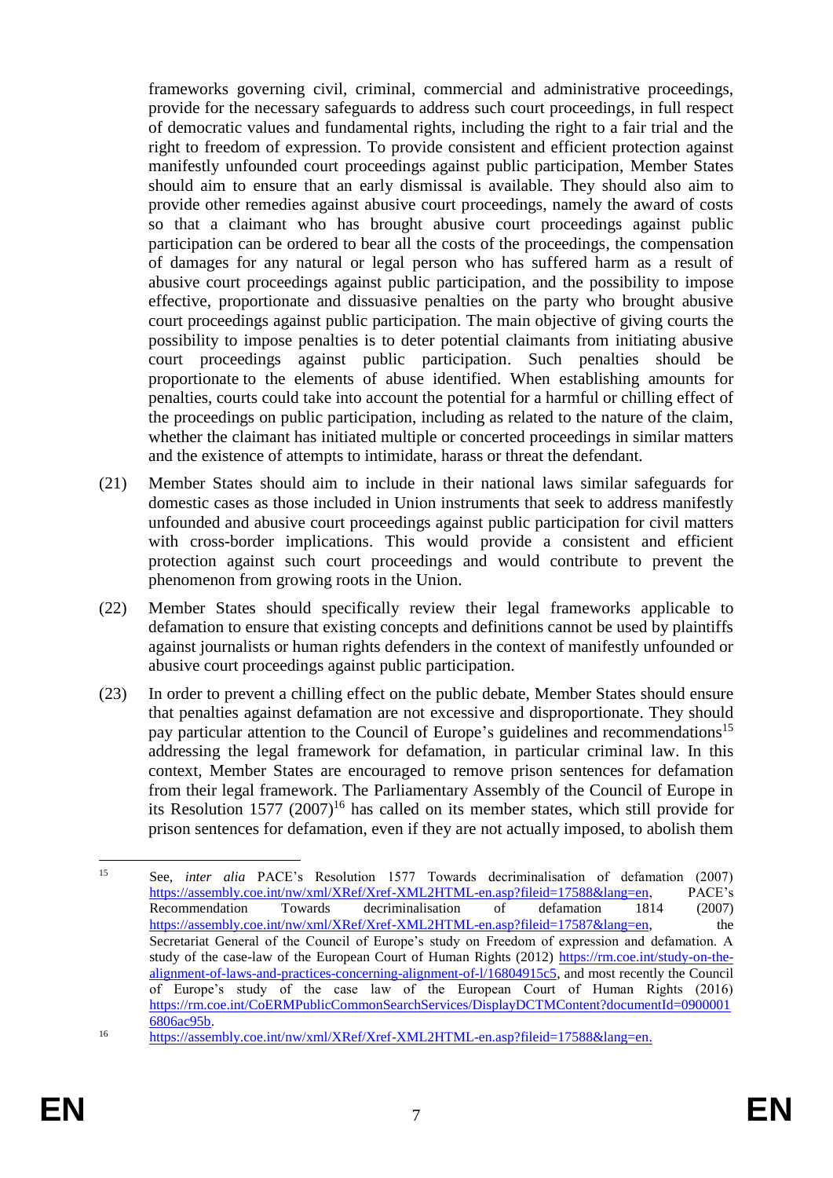frameworks governing civil, criminal, commercial and administrative proceedings, provide for the necessary safeguards to address such court proceedings, in full respect of democratic values and fundamental rights, including the right to a fair trial and the right to freedom of expression. To provide consistent and efficient protection against manifestly unfounded court proceedings against public participation, Member States should aim to ensure that an early dismissal is available. They should also aim to provide other remedies against abusive court proceedings, namely the award of costs so that a claimant who has brought abusive court proceedings against public participation can be ordered to bear all the costs of the proceedings, the compensation of damages for any natural or legal person who has suffered harm as a result of abusive court proceedings against public participation, and the possibility to impose effective, proportionate and dissuasive penalties on the party who brought abusive court proceedings against public participation. The main objective of giving courts the possibility to impose penalties is to deter potential claimants from initiating abusive court proceedings against public participation. Such penalties should be proportionate to the elements of abuse identified. When establishing amounts for penalties, courts could take into account the potential for a harmful or chilling effect of the proceedings on public participation, including as related to the nature of the claim, whether the claimant has initiated multiple or concerted proceedings in similar matters and the existence of attempts to intimidate, harass or threat the defendant.

(21) Member States should aim to include in their national laws similar safeguards for domestic cases as those included in Union instruments that seek to address manifestly unfounded and abusive court proceedings against public participation for civil matters with cross-border implications. This would provide a consistent and efficient protection against such court proceedings and would contribute to prevent the phenomenon from growing roots in the Union.

(22) Member States should specifically review their legal frameworks applicable to defamation to ensure that existing concepts and definitions cannot be used by plaintiffs against journalists or human rights defenders in the context of manifestly unfounded or abusive court proceedings against public participation.

(23) In order to prevent a chilling effect on the public debate, Member States should ensure that penalties against defamation are not excessive and disproportionate. They should pay particular attention to the Council of Europe's guidelines and recommendations[15] addressing the legal framework for defamation, in particular criminal law. In this context, Member States are encouraged to remove prison sentences for defamation from their legal framework. The Parliamentary Assembly of the Council of Europe in its Resolution 1577 (2007)[16] has called on its member states, which still provide for prison sentences for defamation, even if they are not actually imposed, to abolish them

---

[15] See, *inter alia* PACE's Resolution 1577 Towards decriminalisation of defamation (2007) https://assembly.coe.int/nw/xml/XRef/Xref-XML2HTML-en.asp?fileid=17588&lang=en, PACE's Recommendation Towards decriminalisation of defamation 1814 (2007) https://assembly.coe.int/nw/xml/XRef/Xref-XML2HTML-en.asp?fileid=17587&lang=en, the Secretariat General of the Council of Europe's study on Freedom of expression and defamation. A study of the case-law of the European Court of Human Rights (2012) https://rm.coe.int/study-on-the-alignment-of-laws-and-practices-concerning-alignment-of-l/16804915c5, and most recently the Council of Europe's study of the case law of the European Court of Human Rights (2016) https://rm.coe.int/CoERMPublicCommonSearchServices/DisplayDCTMContent?documentId=09000016806ac95b.

[16] https://assembly.coe.int/nw/xml/XRef/Xref-XML2HTML-en.asp?fileid=17588&lang=en.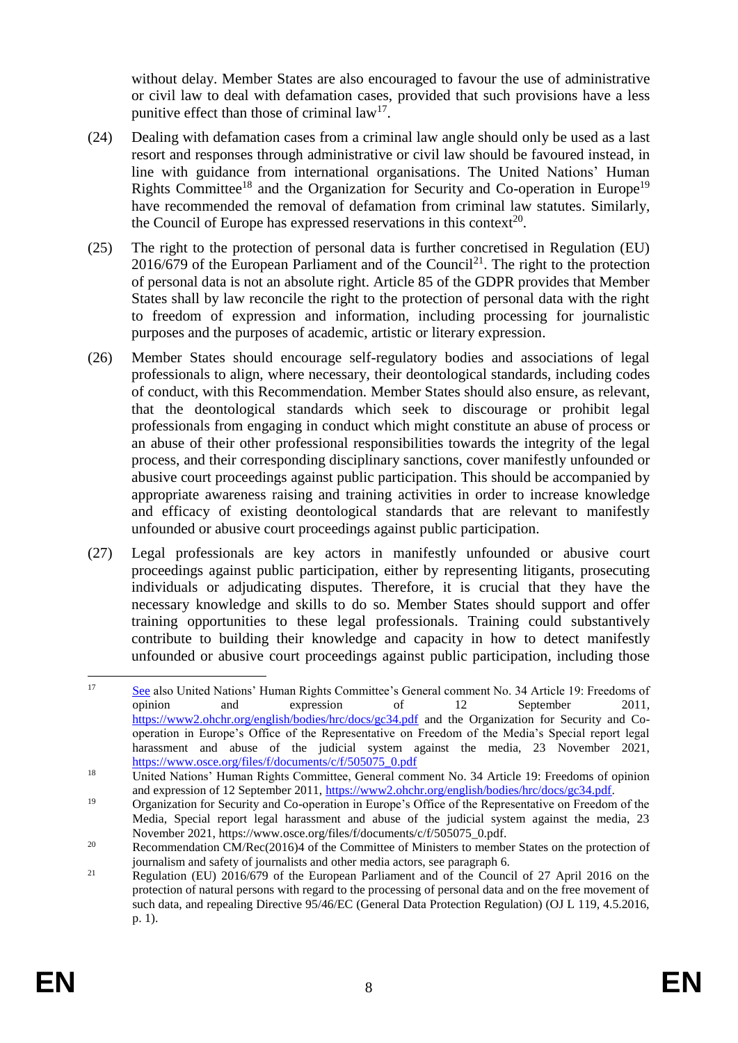without delay. Member States are also encouraged to favour the use of administrative or civil law to deal with defamation cases, provided that such provisions have a less punitive effect than those of criminal law[17].

(24) Dealing with defamation cases from a criminal law angle should only be used as a last resort and responses through administrative or civil law should be favoured instead, in line with guidance from international organisations. The United Nations' Human Rights Committee[18] and the Organization for Security and Co-operation in Europe[19] have recommended the removal of defamation from criminal law statutes. Similarly, the Council of Europe has expressed reservations in this context[20].

(25) The right to the protection of personal data is further concretised in Regulation (EU) 2016/679 of the European Parliament and of the Council[21]. The right to the protection of personal data is not an absolute right. Article 85 of the GDPR provides that Member States shall by law reconcile the right to the protection of personal data with the right to freedom of expression and information, including processing for journalistic purposes and the purposes of academic, artistic or literary expression.

(26) Member States should encourage self-regulatory bodies and associations of legal professionals to align, where necessary, their deontological standards, including codes of conduct, with this Recommendation. Member States should also ensure, as relevant, that the deontological standards which seek to discourage or prohibit legal professionals from engaging in conduct which might constitute an abuse of process or an abuse of their other professional responsibilities towards the integrity of the legal process, and their corresponding disciplinary sanctions, cover manifestly unfounded or abusive court proceedings against public participation. This should be accompanied by appropriate awareness raising and training activities in order to increase knowledge and efficacy of existing deontological standards that are relevant to manifestly unfounded or abusive court proceedings against public participation.

(27) Legal professionals are key actors in manifestly unfounded or abusive court proceedings against public participation, either by representing litigants, prosecuting individuals or adjudicating disputes. Therefore, it is crucial that they have the necessary knowledge and skills to do so. Member States should support and offer training opportunities to these legal professionals. Training could substantively contribute to building their knowledge and capacity in how to detect manifestly unfounded or abusive court proceedings against public participation, including those

---

[17] See also United Nations' Human Rights Committee's General comment No. 34 Article 19: Freedoms of opinion and expression of 12 September 2011, https://www2.ohchr.org/english/bodies/hrc/docs/gc34.pdf and the Organization for Security and Co-operation in Europe's Office of the Representative on Freedom of the Media's Special report legal harassment and abuse of the judicial system against the media, 23 November 2021, https://www.osce.org/files/f/documents/c/f/505075_0.pdf

[18] United Nations' Human Rights Committee, General comment No. 34 Article 19: Freedoms of opinion and expression of 12 September 2011, https://www2.ohchr.org/english/bodies/hrc/docs/gc34.pdf.

[19] Organization for Security and Co-operation in Europe's Office of the Representative on Freedom of the Media, Special report legal harassment and abuse of the judicial system against the media, 23 November 2021, https://www.osce.org/files/f/documents/c/f/505075_0.pdf.

[20] Recommendation CM/Rec(2016)4 of the Committee of Ministers to member States on the protection of journalism and safety of journalists and other media actors, see paragraph 6.

[21] Regulation (EU) 2016/679 of the European Parliament and of the Council of 27 April 2016 on the protection of natural persons with regard to the processing of personal data and on the free movement of such data, and repealing Directive 95/46/EC (General Data Protection Regulation) (OJ L 119, 4.5.2016, p. 1).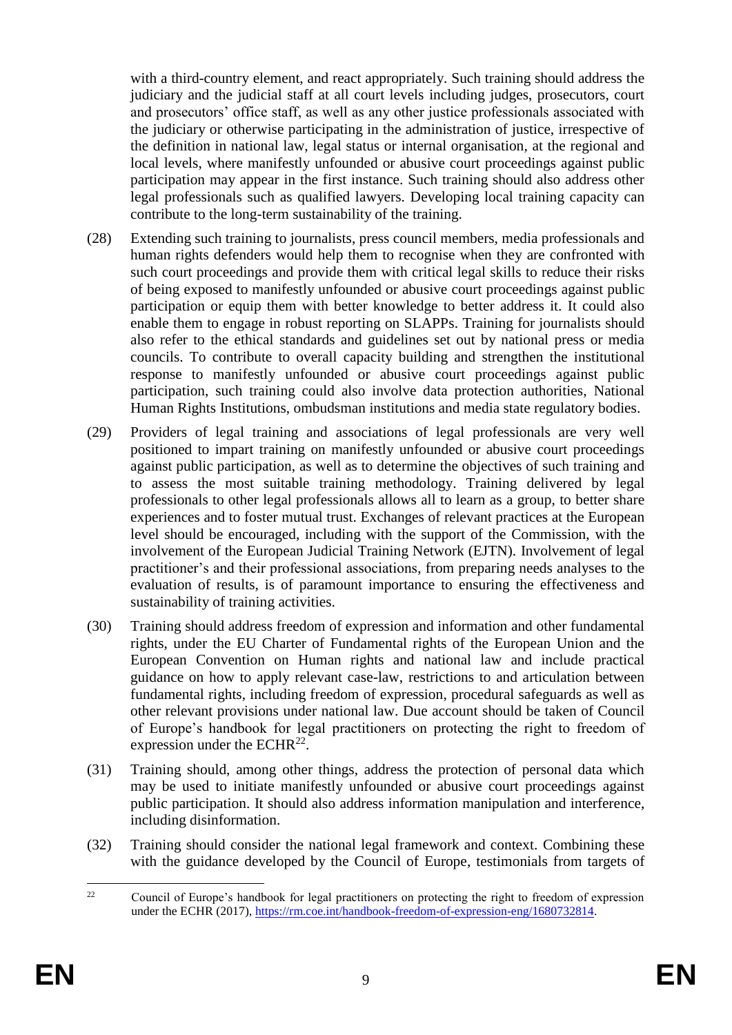with a third-country element, and react appropriately. Such training should address the judiciary and the judicial staff at all court levels including judges, prosecutors, court and prosecutors' office staff, as well as any other justice professionals associated with the judiciary or otherwise participating in the administration of justice, irrespective of the definition in national law, legal status or internal organisation, at the regional and local levels, where manifestly unfounded or abusive court proceedings against public participation may appear in the first instance. Such training should also address other legal professionals such as qualified lawyers. Developing local training capacity can contribute to the long-term sustainability of the training.

(28) Extending such training to journalists, press council members, media professionals and human rights defenders would help them to recognise when they are confronted with such court proceedings and provide them with critical legal skills to reduce their risks of being exposed to manifestly unfounded or abusive court proceedings against public participation or equip them with better knowledge to better address it. It could also enable them to engage in robust reporting on SLAPPs. Training for journalists should also refer to the ethical standards and guidelines set out by national press or media councils. To contribute to overall capacity building and strengthen the institutional response to manifestly unfounded or abusive court proceedings against public participation, such training could also involve data protection authorities, National Human Rights Institutions, ombudsman institutions and media state regulatory bodies.

(29) Providers of legal training and associations of legal professionals are very well positioned to impart training on manifestly unfounded or abusive court proceedings against public participation, as well as to determine the objectives of such training and to assess the most suitable training methodology. Training delivered by legal professionals to other legal professionals allows all to learn as a group, to better share experiences and to foster mutual trust. Exchanges of relevant practices at the European level should be encouraged, including with the support of the Commission, with the involvement of the European Judicial Training Network (EJTN). Involvement of legal practitioner's and their professional associations, from preparing needs analyses to the evaluation of results, is of paramount importance to ensuring the effectiveness and sustainability of training activities.

(30) Training should address freedom of expression and information and other fundamental rights, under the EU Charter of Fundamental rights of the European Union and the European Convention on Human rights and national law and include practical guidance on how to apply relevant case-law, restrictions to and articulation between fundamental rights, including freedom of expression, procedural safeguards as well as other relevant provisions under national law. Due account should be taken of Council of Europe's handbook for legal practitioners on protecting the right to freedom of expression under the ECHR[22].

(31) Training should, among other things, address the protection of personal data which may be used to initiate manifestly unfounded or abusive court proceedings against public participation. It should also address information manipulation and interference, including disinformation.

(32) Training should consider the national legal framework and context. Combining these with the guidance developed by the Council of Europe, testimonials from targets of

---

[22] Council of Europe's handbook for legal practitioners on protecting the right to freedom of expression under the ECHR (2017), https://rm.coe.int/handbook-freedom-of-expression-eng/1680732814.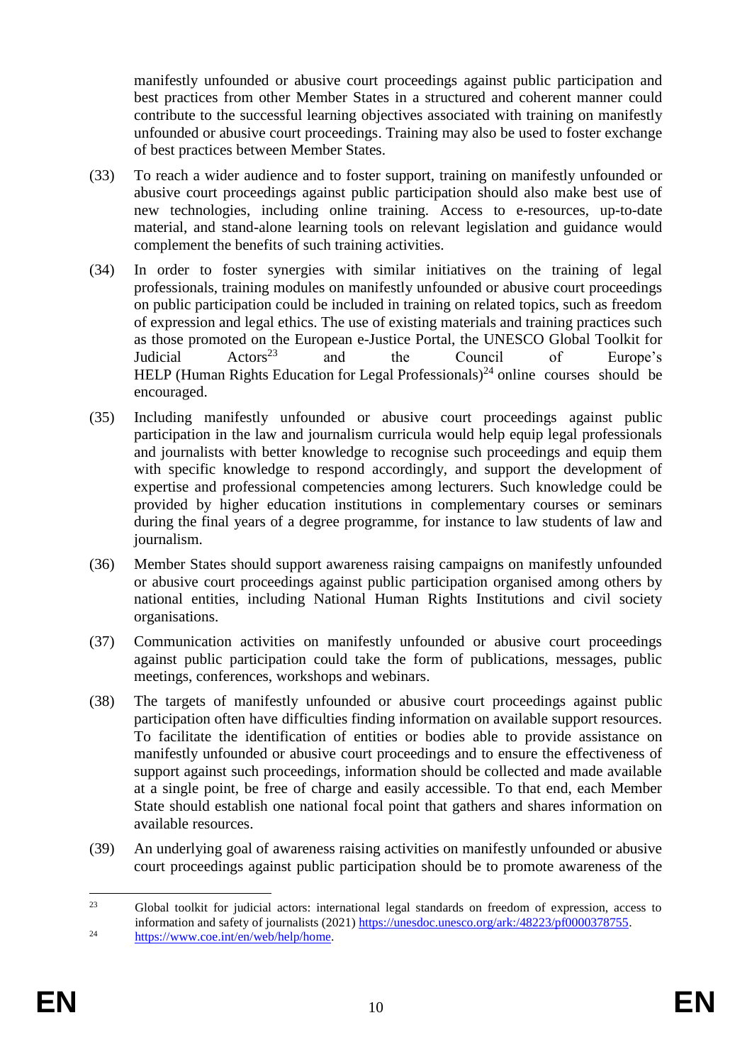manifestly unfounded or abusive court proceedings against public participation and best practices from other Member States in a structured and coherent manner could contribute to the successful learning objectives associated with training on manifestly unfounded or abusive court proceedings. Training may also be used to foster exchange of best practices between Member States.

(33) To reach a wider audience and to foster support, training on manifestly unfounded or abusive court proceedings against public participation should also make best use of new technologies, including online training. Access to e-resources, up-to-date material, and stand-alone learning tools on relevant legislation and guidance would complement the benefits of such training activities.

(34) In order to foster synergies with similar initiatives on the training of legal professionals, training modules on manifestly unfounded or abusive court proceedings on public participation could be included in training on related topics, such as freedom of expression and legal ethics. The use of existing materials and training practices such as those promoted on the European e-Justice Portal, the UNESCO Global Toolkit for Judicial Actors[23] and the Council of Europe's HELP (Human Rights Education for Legal Professionals)[24] online courses should be encouraged.

(35) Including manifestly unfounded or abusive court proceedings against public participation in the law and journalism curricula would help equip legal professionals and journalists with better knowledge to recognise such proceedings and equip them with specific knowledge to respond accordingly, and support the development of expertise and professional competencies among lecturers. Such knowledge could be provided by higher education institutions in complementary courses or seminars during the final years of a degree programme, for instance to law students of law and journalism.

(36) Member States should support awareness raising campaigns on manifestly unfounded or abusive court proceedings against public participation organised among others by national entities, including National Human Rights Institutions and civil society organisations.

(37) Communication activities on manifestly unfounded or abusive court proceedings against public participation could take the form of publications, messages, public meetings, conferences, workshops and webinars.

(38) The targets of manifestly unfounded or abusive court proceedings against public participation often have difficulties finding information on available support resources. To facilitate the identification of entities or bodies able to provide assistance on manifestly unfounded or abusive court proceedings and to ensure the effectiveness of support against such proceedings, information should be collected and made available at a single point, be free of charge and easily accessible. To that end, each Member State should establish one national focal point that gathers and shares information on available resources.

(39) An underlying goal of awareness raising activities on manifestly unfounded or abusive court proceedings against public participation should be to promote awareness of the

---

[23] Global toolkit for judicial actors: international legal standards on freedom of expression, access to information and safety of journalists (2021) https://unesdoc.unesco.org/ark:/48223/pf0000378755.

[24] https://www.coe.int/en/web/help/home.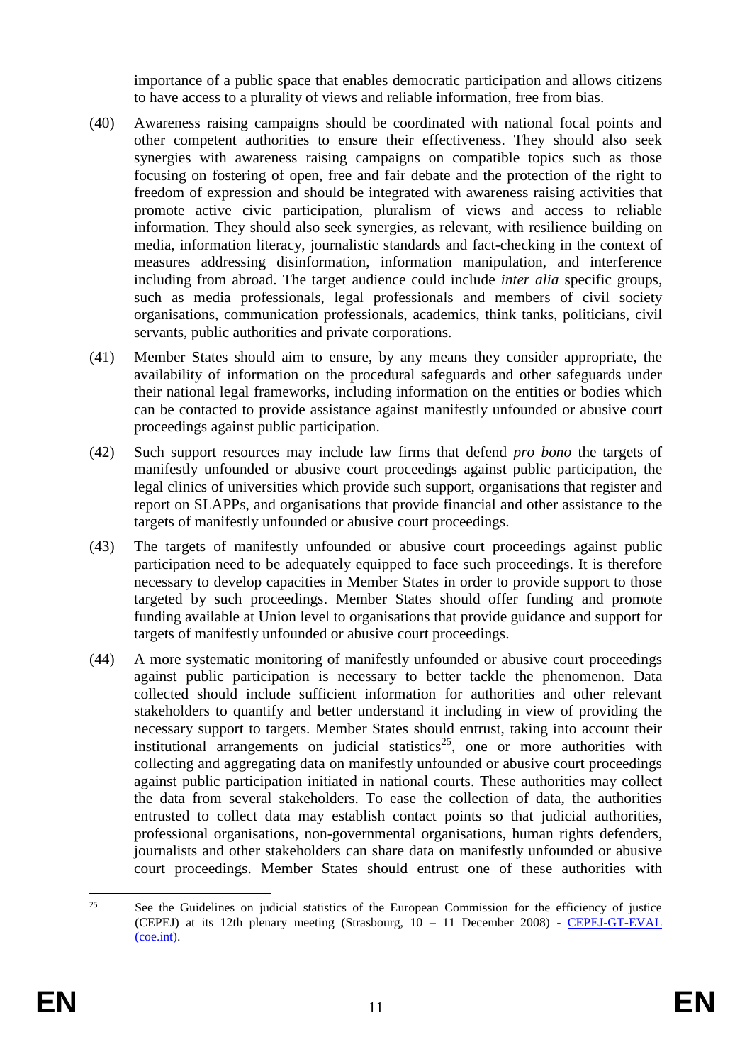importance of a public space that enables democratic participation and allows citizens to have access to a plurality of views and reliable information, free from bias.

(40) Awareness raising campaigns should be coordinated with national focal points and other competent authorities to ensure their effectiveness. They should also seek synergies with awareness raising campaigns on compatible topics such as those focusing on fostering of open, free and fair debate and the protection of the right to freedom of expression and should be integrated with awareness raising activities that promote active civic participation, pluralism of views and access to reliable information. They should also seek synergies, as relevant, with resilience building on media, information literacy, journalistic standards and fact-checking in the context of measures addressing disinformation, information manipulation, and interference including from abroad. The target audience could include *inter alia* specific groups, such as media professionals, legal professionals and members of civil society organisations, communication professionals, academics, think tanks, politicians, civil servants, public authorities and private corporations.

(41) Member States should aim to ensure, by any means they consider appropriate, the availability of information on the procedural safeguards and other safeguards under their national legal frameworks, including information on the entities or bodies which can be contacted to provide assistance against manifestly unfounded or abusive court proceedings against public participation.

(42) Such support resources may include law firms that defend *pro bono* the targets of manifestly unfounded or abusive court proceedings against public participation, the legal clinics of universities which provide such support, organisations that register and report on SLAPPs, and organisations that provide financial and other assistance to the targets of manifestly unfounded or abusive court proceedings.

(43) The targets of manifestly unfounded or abusive court proceedings against public participation need to be adequately equipped to face such proceedings. It is therefore necessary to develop capacities in Member States in order to provide support to those targeted by such proceedings. Member States should offer funding and promote funding available at Union level to organisations that provide guidance and support for targets of manifestly unfounded or abusive court proceedings.

(44) A more systematic monitoring of manifestly unfounded or abusive court proceedings against public participation is necessary to better tackle the phenomenon. Data collected should include sufficient information for authorities and other relevant stakeholders to quantify and better understand it including in view of providing the necessary support to targets. Member States should entrust, taking into account their institutional arrangements on judicial statistics[25], one or more authorities with collecting and aggregating data on manifestly unfounded or abusive court proceedings against public participation initiated in national courts. These authorities may collect the data from several stakeholders. To ease the collection of data, the authorities entrusted to collect data may establish contact points so that judicial authorities, professional organisations, non-governmental organisations, human rights defenders, journalists and other stakeholders can share data on manifestly unfounded or abusive court proceedings. Member States should entrust one of these authorities with

[25] See the Guidelines on judicial statistics of the European Commission for the efficiency of justice (CEPEJ) at its 12th plenary meeting (Strasbourg, 10 – 11 December 2008) - CEPEJ-GT-EVAL (coe.int).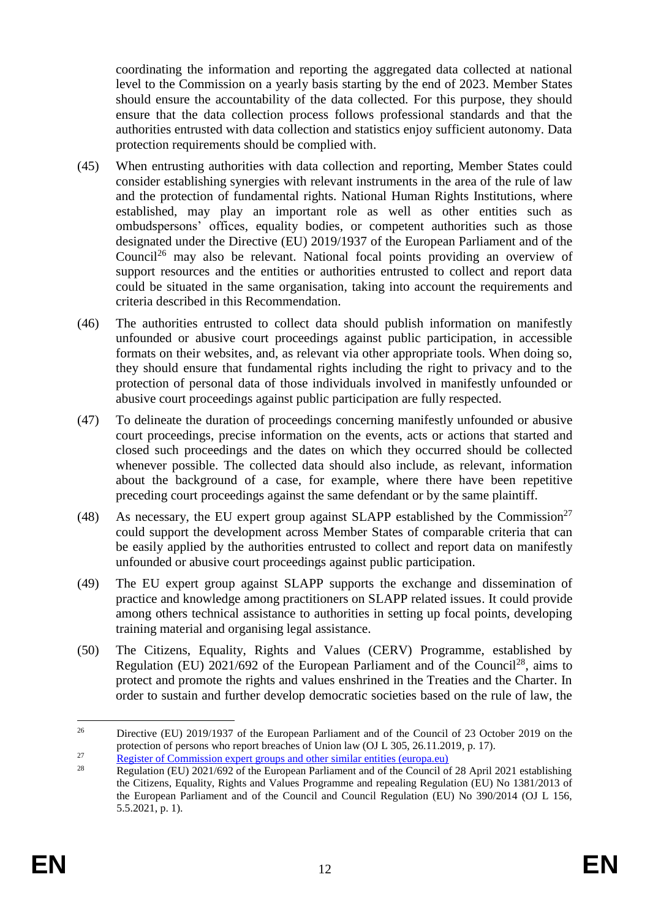coordinating the information and reporting the aggregated data collected at national level to the Commission on a yearly basis starting by the end of 2023. Member States should ensure the accountability of the data collected. For this purpose, they should ensure that the data collection process follows professional standards and that the authorities entrusted with data collection and statistics enjoy sufficient autonomy. Data protection requirements should be complied with.

(45) When entrusting authorities with data collection and reporting, Member States could consider establishing synergies with relevant instruments in the area of the rule of law and the protection of fundamental rights. National Human Rights Institutions, where established, may play an important role as well as other entities such as ombudspersons' offices, equality bodies, or competent authorities such as those designated under the Directive (EU) 2019/1937 of the European Parliament and of the Council[26] may also be relevant. National focal points providing an overview of support resources and the entities or authorities entrusted to collect and report data could be situated in the same organisation, taking into account the requirements and criteria described in this Recommendation.

(46) The authorities entrusted to collect data should publish information on manifestly unfounded or abusive court proceedings against public participation, in accessible formats on their websites, and, as relevant via other appropriate tools. When doing so, they should ensure that fundamental rights including the right to privacy and to the protection of personal data of those individuals involved in manifestly unfounded or abusive court proceedings against public participation are fully respected.

(47) To delineate the duration of proceedings concerning manifestly unfounded or abusive court proceedings, precise information on the events, acts or actions that started and closed such proceedings and the dates on which they occurred should be collected whenever possible. The collected data should also include, as relevant, information about the background of a case, for example, where there have been repetitive preceding court proceedings against the same defendant or by the same plaintiff.

(48) As necessary, the EU expert group against SLAPP established by the Commission[27] could support the development across Member States of comparable criteria that can be easily applied by the authorities entrusted to collect and report data on manifestly unfounded or abusive court proceedings against public participation.

(49) The EU expert group against SLAPP supports the exchange and dissemination of practice and knowledge among practitioners on SLAPP related issues. It could provide among others technical assistance to authorities in setting up focal points, developing training material and organising legal assistance.

(50) The Citizens, Equality, Rights and Values (CERV) Programme, established by Regulation (EU) 2021/692 of the European Parliament and of the Council[28], aims to protect and promote the rights and values enshrined in the Treaties and the Charter. In order to sustain and further develop democratic societies based on the rule of law, the

---

[26] Directive (EU) 2019/1937 of the European Parliament and of the Council of 23 October 2019 on the protection of persons who report breaches of Union law (OJ L 305, 26.11.2019, p. 17).

[27] Register of Commission expert groups and other similar entities (europa.eu)

[28] Regulation (EU) 2021/692 of the European Parliament and of the Council of 28 April 2021 establishing the Citizens, Equality, Rights and Values Programme and repealing Regulation (EU) No 1381/2013 of the European Parliament and of the Council and Council Regulation (EU) No 390/2014 (OJ L 156, 5.5.2021, p. 1).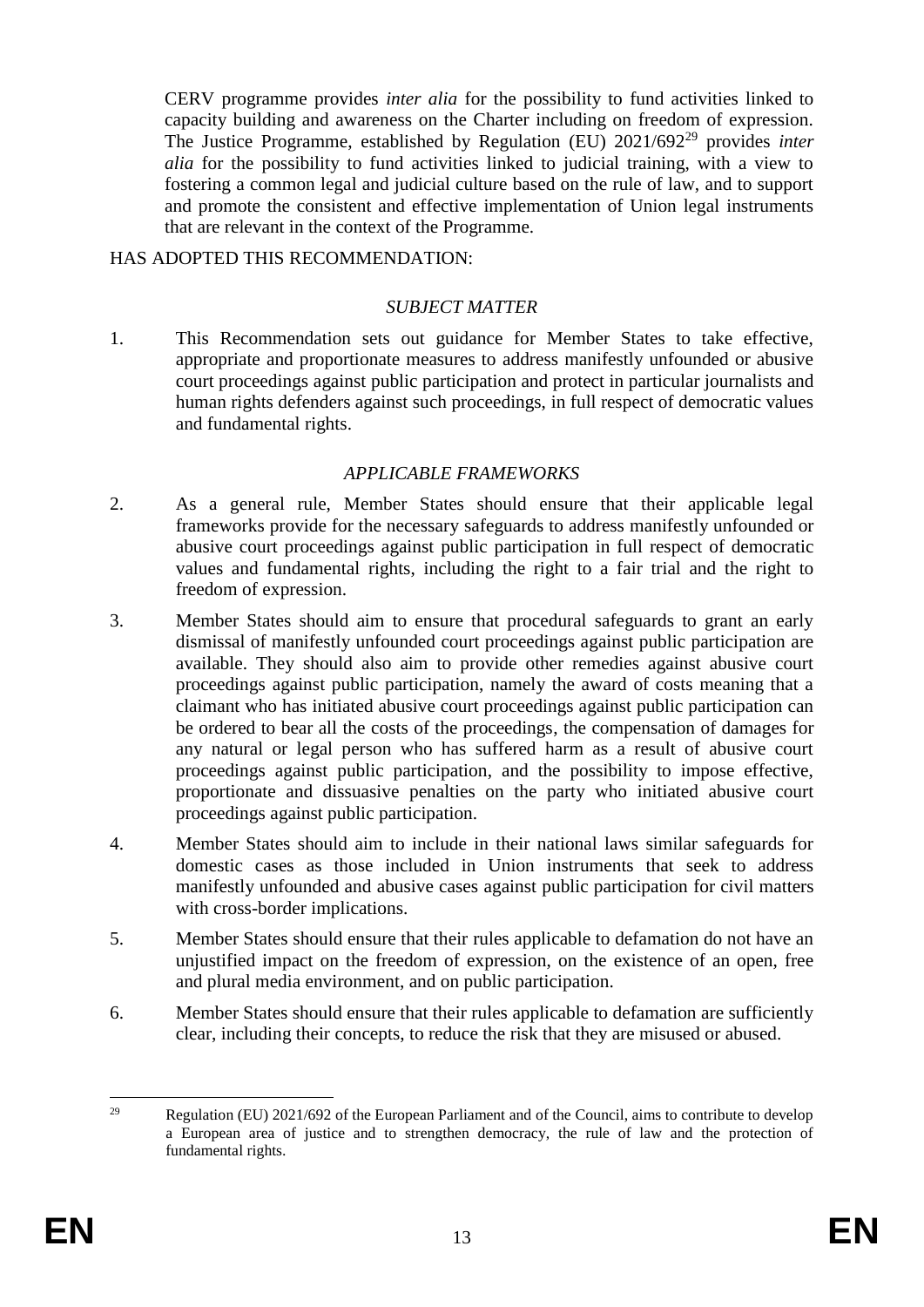CERV programme provides *inter alia* for the possibility to fund activities linked to capacity building and awareness on the Charter including on freedom of expression. The Justice Programme, established by Regulation (EU) 2021/692[29] provides *inter alia* for the possibility to fund activities linked to judicial training, with a view to fostering a common legal and judicial culture based on the rule of law, and to support and promote the consistent and effective implementation of Union legal instruments that are relevant in the context of the Programme.

HAS ADOPTED THIS RECOMMENDATION:

*SUBJECT MATTER*

1. This Recommendation sets out guidance for Member States to take effective, appropriate and proportionate measures to address manifestly unfounded or abusive court proceedings against public participation and protect in particular journalists and human rights defenders against such proceedings, in full respect of democratic values and fundamental rights.

*APPLICABLE FRAMEWORKS*

2. As a general rule, Member States should ensure that their applicable legal frameworks provide for the necessary safeguards to address manifestly unfounded or abusive court proceedings against public participation in full respect of democratic values and fundamental rights, including the right to a fair trial and the right to freedom of expression.

3. Member States should aim to ensure that procedural safeguards to grant an early dismissal of manifestly unfounded court proceedings against public participation are available. They should also aim to provide other remedies against abusive court proceedings against public participation, namely the award of costs meaning that a claimant who has initiated abusive court proceedings against public participation can be ordered to bear all the costs of the proceedings, the compensation of damages for any natural or legal person who has suffered harm as a result of abusive court proceedings against public participation, and the possibility to impose effective, proportionate and dissuasive penalties on the party who initiated abusive court proceedings against public participation.

4. Member States should aim to include in their national laws similar safeguards for domestic cases as those included in Union instruments that seek to address manifestly unfounded and abusive cases against public participation for civil matters with cross-border implications.

5. Member States should ensure that their rules applicable to defamation do not have an unjustified impact on the freedom of expression, on the existence of an open, free and plural media environment, and on public participation.

6. Member States should ensure that their rules applicable to defamation are sufficiently clear, including their concepts, to reduce the risk that they are misused or abused.

---

[29] Regulation (EU) 2021/692 of the European Parliament and of the Council, aims to contribute to develop a European area of justice and to strengthen democracy, the rule of law and the protection of fundamental rights.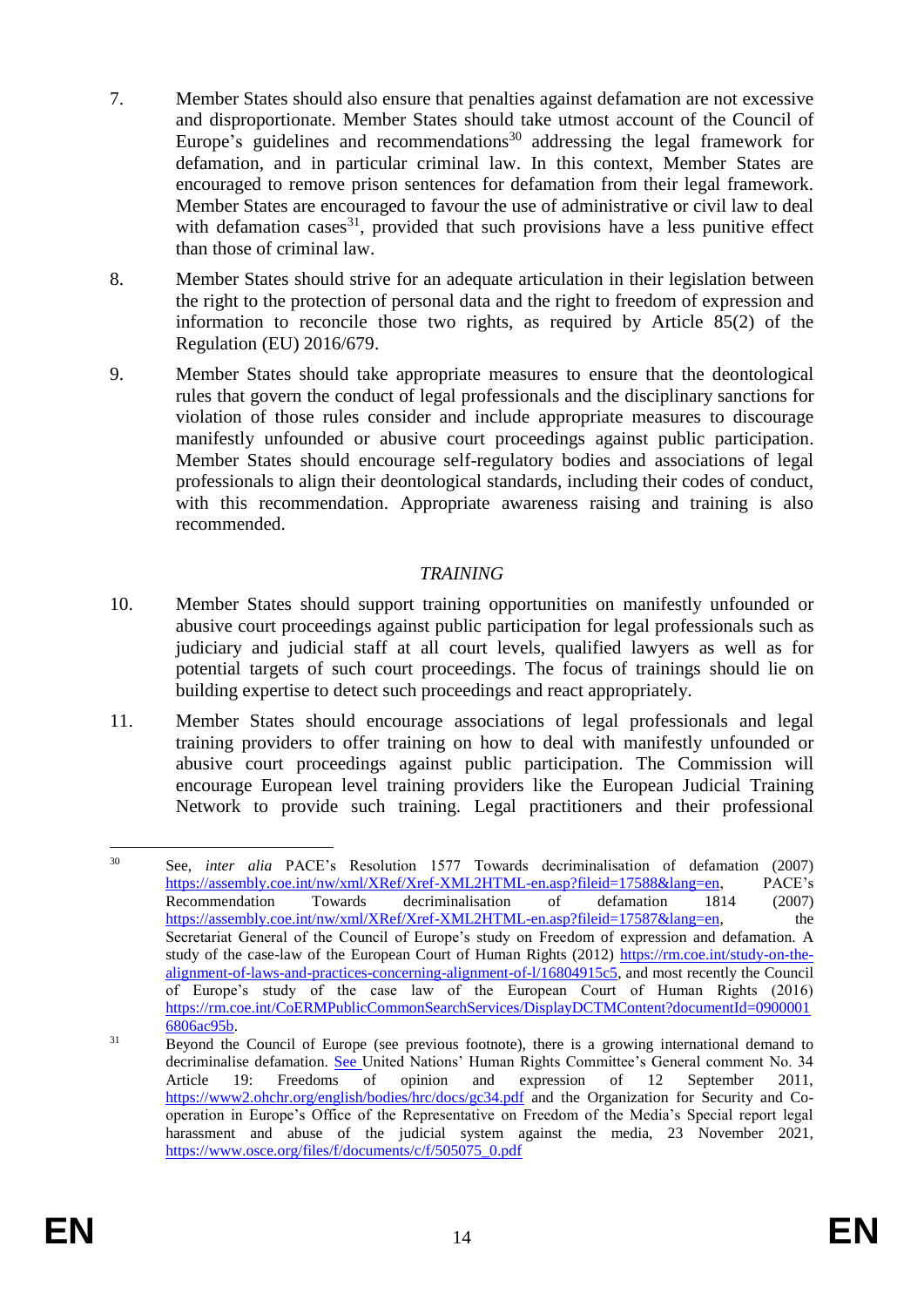7. Member States should also ensure that penalties against defamation are not excessive and disproportionate. Member States should take utmost account of the Council of Europe's guidelines and recommendations[30] addressing the legal framework for defamation, and in particular criminal law. In this context, Member States are encouraged to remove prison sentences for defamation from their legal framework. Member States are encouraged to favour the use of administrative or civil law to deal with defamation cases[31], provided that such provisions have a less punitive effect than those of criminal law.

8. Member States should strive for an adequate articulation in their legislation between the right to the protection of personal data and the right to freedom of expression and information to reconcile those two rights, as required by Article 85(2) of the Regulation (EU) 2016/679.

9. Member States should take appropriate measures to ensure that the deontological rules that govern the conduct of legal professionals and the disciplinary sanctions for violation of those rules consider and include appropriate measures to discourage manifestly unfounded or abusive court proceedings against public participation. Member States should encourage self-regulatory bodies and associations of legal professionals to align their deontological standards, including their codes of conduct, with this recommendation. Appropriate awareness raising and training is also recommended.

*TRAINING*

10. Member States should support training opportunities on manifestly unfounded or abusive court proceedings against public participation for legal professionals such as judiciary and judicial staff at all court levels, qualified lawyers as well as for potential targets of such court proceedings. The focus of trainings should lie on building expertise to detect such proceedings and react appropriately.

11. Member States should encourage associations of legal professionals and legal training providers to offer training on how to deal with manifestly unfounded or abusive court proceedings against public participation. The Commission will encourage European level training providers like the European Judicial Training Network to provide such training. Legal practitioners and their professional

---

[30] See, *inter alia* PACE's Resolution 1577 Towards decriminalisation of defamation (2007) https://assembly.coe.int/nw/xml/XRef/Xref-XML2HTML-en.asp?fileid=17588&lang=en, PACE's Recommendation Towards decriminalisation of defamation 1814 (2007) https://assembly.coe.int/nw/xml/XRef/Xref-XML2HTML-en.asp?fileid=17587&lang=en, the Secretariat General of the Council of Europe's study on Freedom of expression and defamation. A study of the case-law of the European Court of Human Rights (2012) https://rm.coe.int/study-on-the-alignment-of-laws-and-practices-concerning-alignment-of-l/16804915c5, and most recently the Council of Europe's study of the case law of the European Court of Human Rights (2016) https://rm.coe.int/CoERMPublicCommonSearchServices/DisplayDCTMContent?documentId=09000016806ac95b.

[31] Beyond the Council of Europe (see previous footnote), there is a growing international demand to decriminalise defamation. See United Nations' Human Rights Committee's General comment No. 34 Article 19: Freedoms of opinion and expression of 12 September 2011, https://www2.ohchr.org/english/bodies/hrc/docs/gc34.pdf and the Organization for Security and Co-operation in Europe's Office of the Representative on Freedom of the Media's Special report legal harassment and abuse of the judicial system against the media, 23 November 2021, https://www.osce.org/files/f/documents/c/f/505075_0.pdf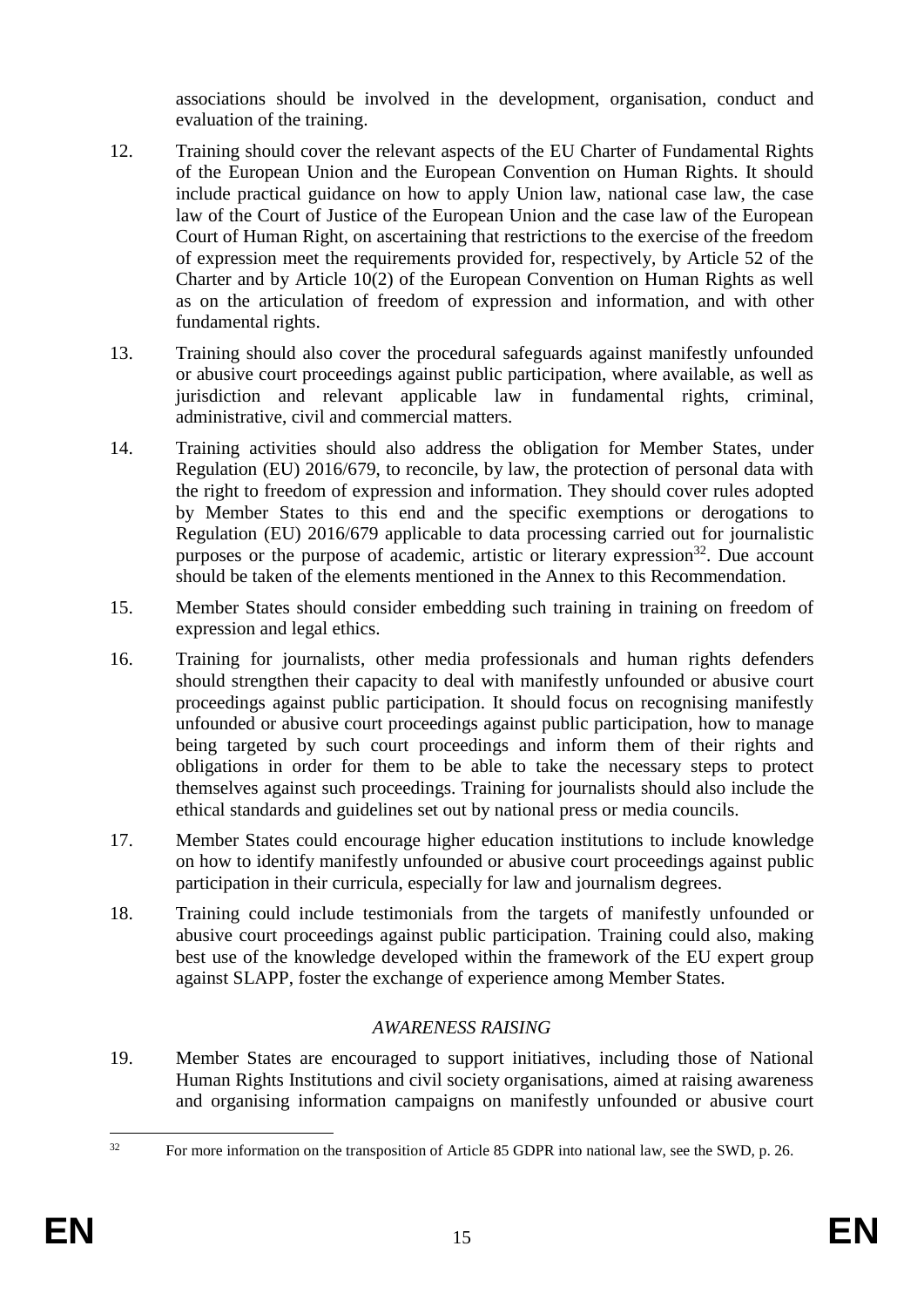associations should be involved in the development, organisation, conduct and evaluation of the training.

12. Training should cover the relevant aspects of the EU Charter of Fundamental Rights of the European Union and the European Convention on Human Rights. It should include practical guidance on how to apply Union law, national case law, the case law of the Court of Justice of the European Union and the case law of the European Court of Human Right, on ascertaining that restrictions to the exercise of the freedom of expression meet the requirements provided for, respectively, by Article 52 of the Charter and by Article 10(2) of the European Convention on Human Rights as well as on the articulation of freedom of expression and information, and with other fundamental rights.

13. Training should also cover the procedural safeguards against manifestly unfounded or abusive court proceedings against public participation, where available, as well as jurisdiction and relevant applicable law in fundamental rights, criminal, administrative, civil and commercial matters.

14. Training activities should also address the obligation for Member States, under Regulation (EU) 2016/679, to reconcile, by law, the protection of personal data with the right to freedom of expression and information. They should cover rules adopted by Member States to this end and the specific exemptions or derogations to Regulation (EU) 2016/679 applicable to data processing carried out for journalistic purposes or the purpose of academic, artistic or literary expression[32]. Due account should be taken of the elements mentioned in the Annex to this Recommendation.

15. Member States should consider embedding such training in training on freedom of expression and legal ethics.

16. Training for journalists, other media professionals and human rights defenders should strengthen their capacity to deal with manifestly unfounded or abusive court proceedings against public participation. It should focus on recognising manifestly unfounded or abusive court proceedings against public participation, how to manage being targeted by such court proceedings and inform them of their rights and obligations in order for them to be able to take the necessary steps to protect themselves against such proceedings. Training for journalists should also include the ethical standards and guidelines set out by national press or media councils.

17. Member States could encourage higher education institutions to include knowledge on how to identify manifestly unfounded or abusive court proceedings against public participation in their curricula, especially for law and journalism degrees.

18. Training could include testimonials from the targets of manifestly unfounded or abusive court proceedings against public participation. Training could also, making best use of the knowledge developed within the framework of the EU expert group against SLAPP, foster the exchange of experience among Member States.

*AWARENESS RAISING*

19. Member States are encouraged to support initiatives, including those of National Human Rights Institutions and civil society organisations, aimed at raising awareness and organising information campaigns on manifestly unfounded or abusive court

[32] For more information on the transposition of Article 85 GDPR into national law, see the SWD, p. 26.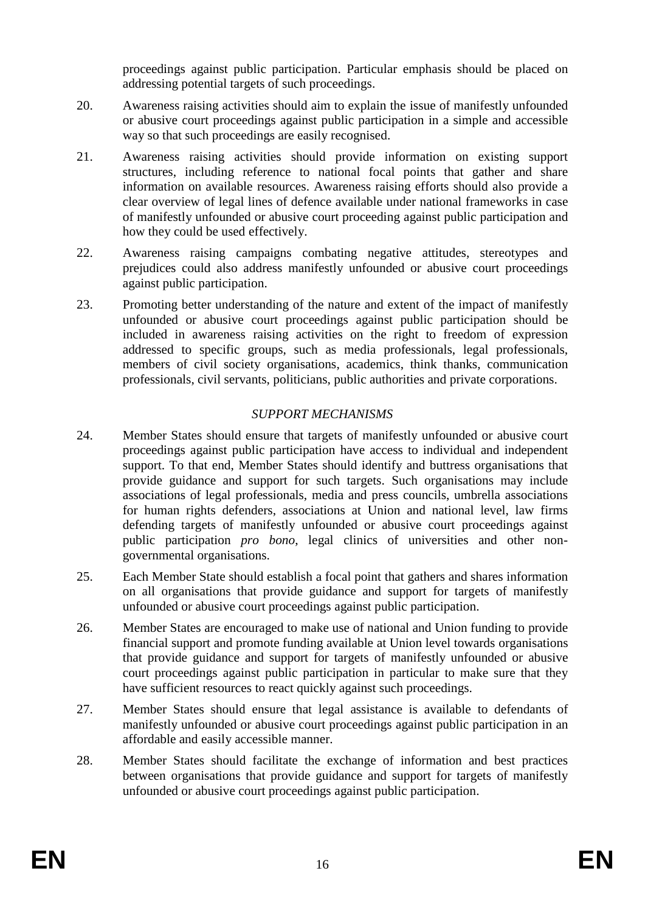proceedings against public participation. Particular emphasis should be placed on addressing potential targets of such proceedings.

20. Awareness raising activities should aim to explain the issue of manifestly unfounded or abusive court proceedings against public participation in a simple and accessible way so that such proceedings are easily recognised.

21. Awareness raising activities should provide information on existing support structures, including reference to national focal points that gather and share information on available resources. Awareness raising efforts should also provide a clear overview of legal lines of defence available under national frameworks in case of manifestly unfounded or abusive court proceeding against public participation and how they could be used effectively.

22. Awareness raising campaigns combating negative attitudes, stereotypes and prejudices could also address manifestly unfounded or abusive court proceedings against public participation.

23. Promoting better understanding of the nature and extent of the impact of manifestly unfounded or abusive court proceedings against public participation should be included in awareness raising activities on the right to freedom of expression addressed to specific groups, such as media professionals, legal professionals, members of civil society organisations, academics, think thanks, communication professionals, civil servants, politicians, public authorities and private corporations.

*SUPPORT MECHANISMS*

24. Member States should ensure that targets of manifestly unfounded or abusive court proceedings against public participation have access to individual and independent support. To that end, Member States should identify and buttress organisations that provide guidance and support for such targets. Such organisations may include associations of legal professionals, media and press councils, umbrella associations for human rights defenders, associations at Union and national level, law firms defending targets of manifestly unfounded or abusive court proceedings against public participation *pro bono*, legal clinics of universities and other non-governmental organisations.

25. Each Member State should establish a focal point that gathers and shares information on all organisations that provide guidance and support for targets of manifestly unfounded or abusive court proceedings against public participation.

26. Member States are encouraged to make use of national and Union funding to provide financial support and promote funding available at Union level towards organisations that provide guidance and support for targets of manifestly unfounded or abusive court proceedings against public participation in particular to make sure that they have sufficient resources to react quickly against such proceedings.

27. Member States should ensure that legal assistance is available to defendants of manifestly unfounded or abusive court proceedings against public participation in an affordable and easily accessible manner.

28. Member States should facilitate the exchange of information and best practices between organisations that provide guidance and support for targets of manifestly unfounded or abusive court proceedings against public participation.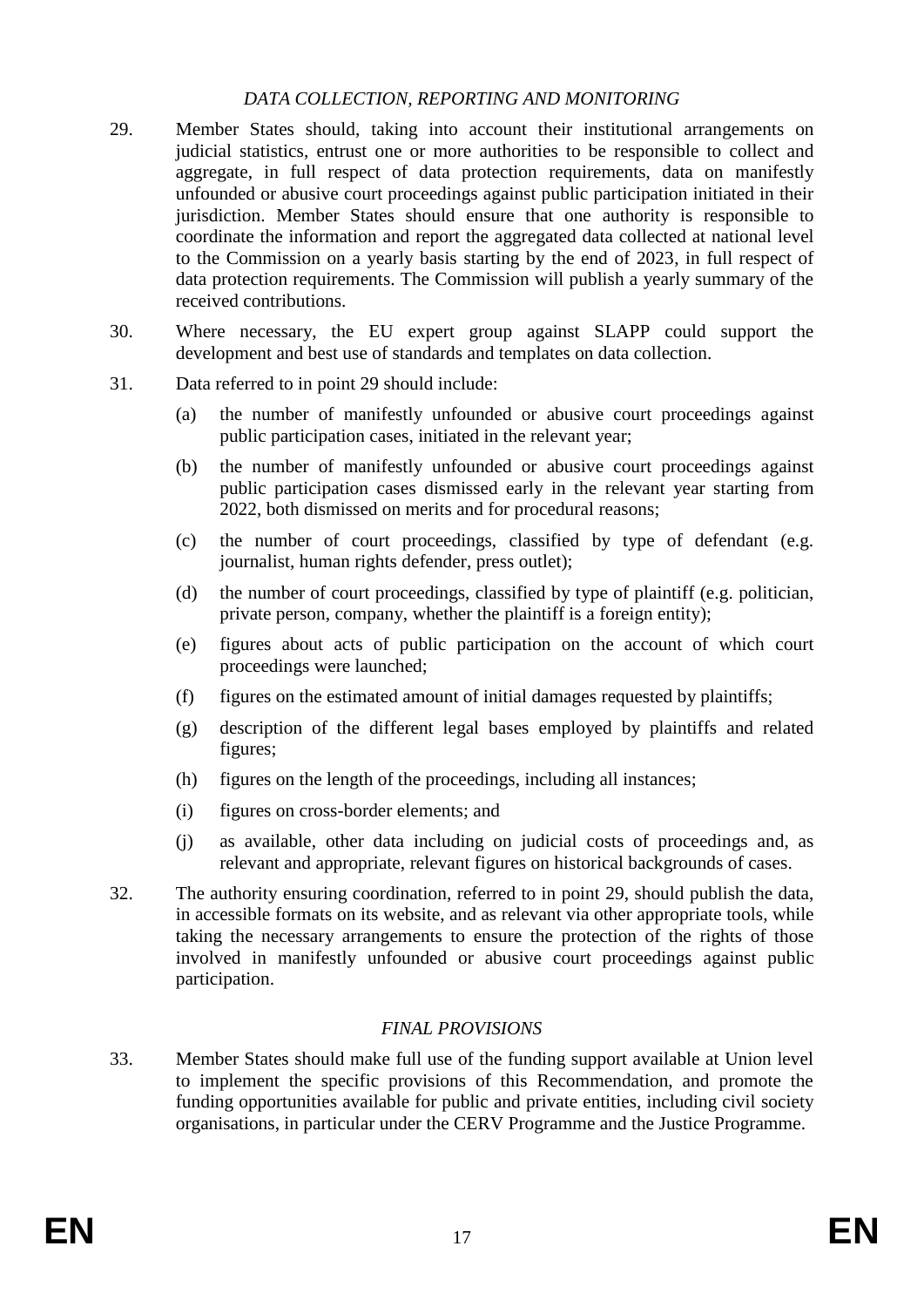*DATA COLLECTION, REPORTING AND MONITORING*

29. Member States should, taking into account their institutional arrangements on judicial statistics, entrust one or more authorities to be responsible to collect and aggregate, in full respect of data protection requirements, data on manifestly unfounded or abusive court proceedings against public participation initiated in their jurisdiction. Member States should ensure that one authority is responsible to coordinate the information and report the aggregated data collected at national level to the Commission on a yearly basis starting by the end of 2023, in full respect of data protection requirements. The Commission will publish a yearly summary of the received contributions.

30. Where necessary, the EU expert group against SLAPP could support the development and best use of standards and templates on data collection.

31. Data referred to in point 29 should include:

    (a) the number of manifestly unfounded or abusive court proceedings against public participation cases, initiated in the relevant year;

    (b) the number of manifestly unfounded or abusive court proceedings against public participation cases dismissed early in the relevant year starting from 2022, both dismissed on merits and for procedural reasons;

    (c) the number of court proceedings, classified by type of defendant (e.g. journalist, human rights defender, press outlet);

    (d) the number of court proceedings, classified by type of plaintiff (e.g. politician, private person, company, whether the plaintiff is a foreign entity);

    (e) figures about acts of public participation on the account of which court proceedings were launched;

    (f) figures on the estimated amount of initial damages requested by plaintiffs;

    (g) description of the different legal bases employed by plaintiffs and related figures;

    (h) figures on the length of the proceedings, including all instances;

    (i) figures on cross-border elements; and

    (j) as available, other data including on judicial costs of proceedings and, as relevant and appropriate, relevant figures on historical backgrounds of cases.

32. The authority ensuring coordination, referred to in point 29, should publish the data, in accessible formats on its website, and as relevant via other appropriate tools, while taking the necessary arrangements to ensure the protection of the rights of those involved in manifestly unfounded or abusive court proceedings against public participation.

*FINAL PROVISIONS*

33. Member States should make full use of the funding support available at Union level to implement the specific provisions of this Recommendation, and promote the funding opportunities available for public and private entities, including civil society organisations, in particular under the CERV Programme and the Justice Programme.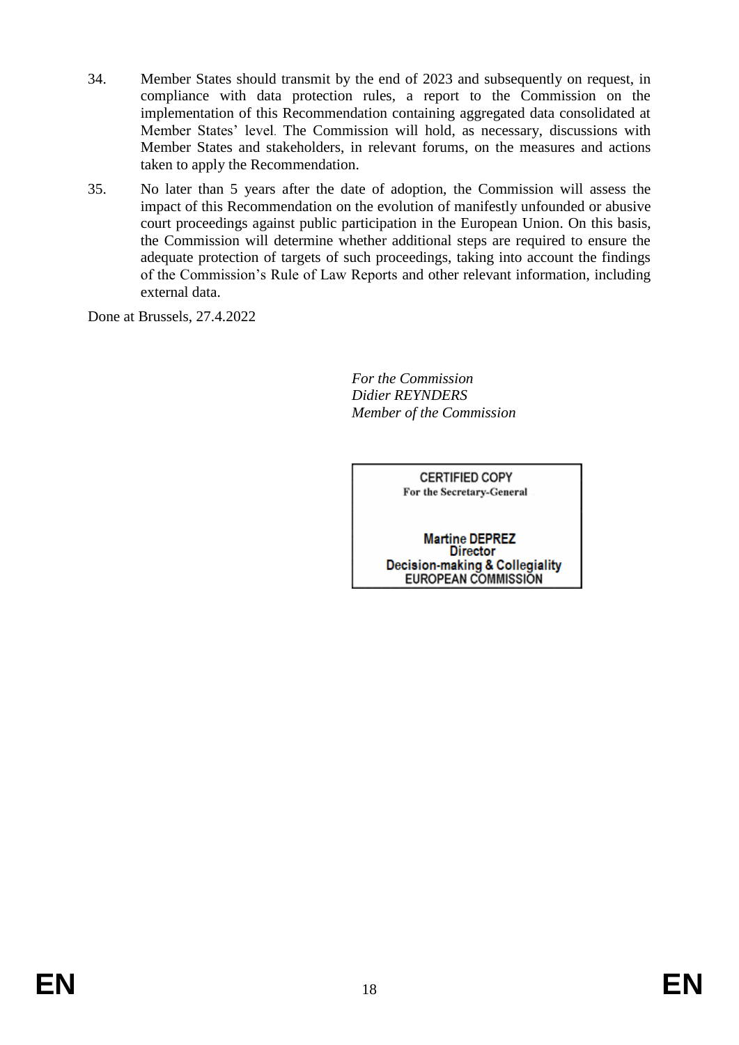34. Member States should transmit by the end of 2023 and subsequently on request, in compliance with data protection rules, a report to the Commission on the implementation of this Recommendation containing aggregated data consolidated at Member States' level. The Commission will hold, as necessary, discussions with Member States and stakeholders, in relevant forums, on the measures and actions taken to apply the Recommendation.

35. No later than 5 years after the date of adoption, the Commission will assess the impact of this Recommendation on the evolution of manifestly unfounded or abusive court proceedings against public participation in the European Union. On this basis, the Commission will determine whether additional steps are required to ensure the adequate protection of targets of such proceedings, taking into account the findings of the Commission's Rule of Law Reports and other relevant information, including external data.

Done at Brussels, 27.4.2022

*For the Commission*
*Didier REYNDERS*
*Member of the Commission*

CERTIFIED COPY
For the Secretary-General

Martine DEPREZ
Director
Decision-making & Collegiality
EUROPEAN COMMISSION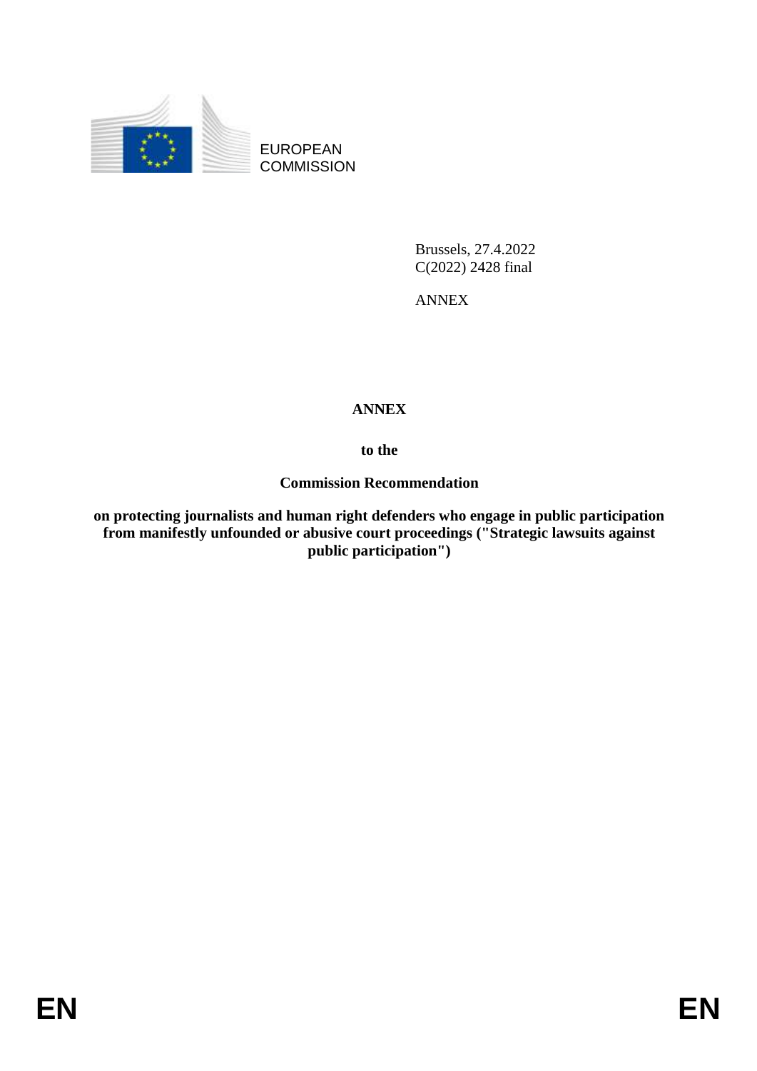EUROPEAN COMMISSION

Brussels, 27.4.2022
C(2022) 2428 final

ANNEX

**ANNEX**

**to the**

**Commission Recommendation**

**on protecting journalists and human right defenders who engage in public participation from manifestly unfounded or abusive court proceedings ("Strategic lawsuits against public participation")**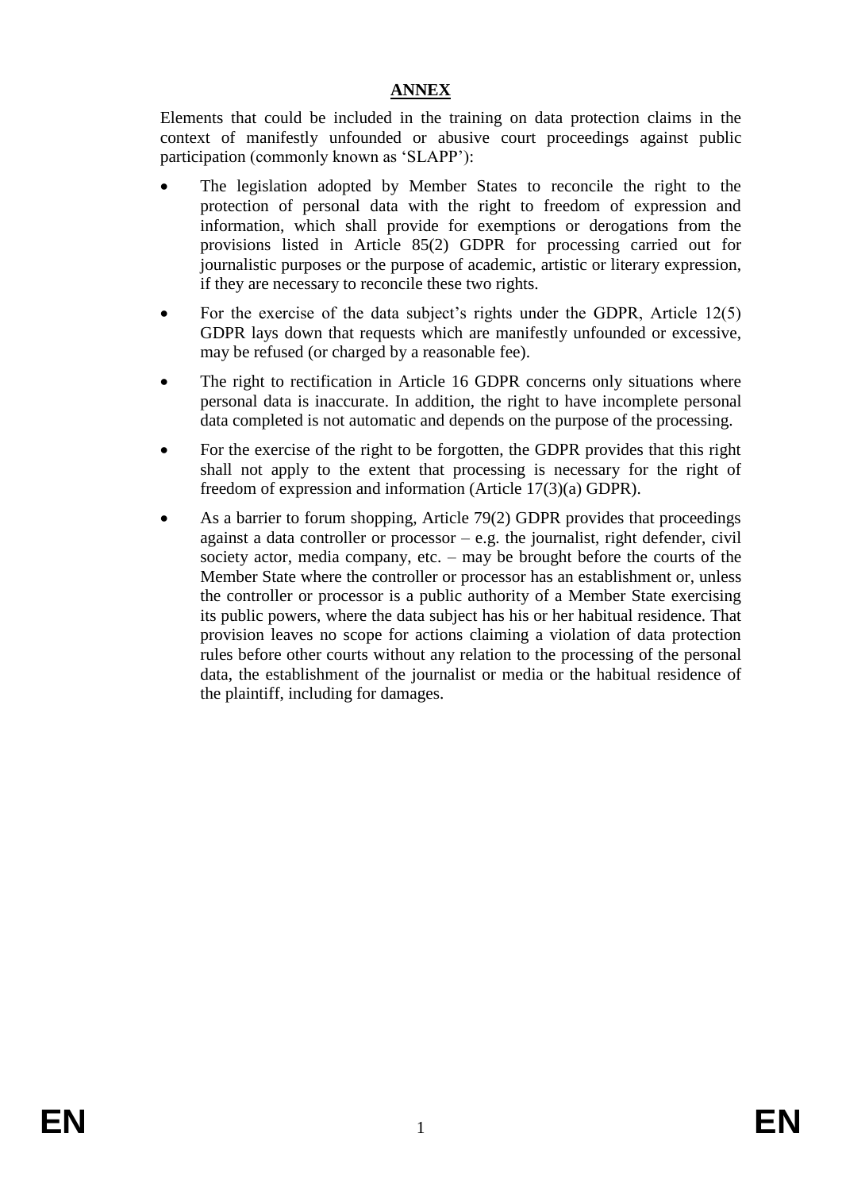# ANNEX

Elements that could be included in the training on data protection claims in the context of manifestly unfounded or abusive court proceedings against public participation (commonly known as 'SLAPP'):

- The legislation adopted by Member States to reconcile the right to the protection of personal data with the right to freedom of expression and information, which shall provide for exemptions or derogations from the provisions listed in Article 85(2) GDPR for processing carried out for journalistic purposes or the purpose of academic, artistic or literary expression, if they are necessary to reconcile these two rights.
- For the exercise of the data subject's rights under the GDPR, Article 12(5) GDPR lays down that requests which are manifestly unfounded or excessive, may be refused (or charged by a reasonable fee).
- The right to rectification in Article 16 GDPR concerns only situations where personal data is inaccurate. In addition, the right to have incomplete personal data completed is not automatic and depends on the purpose of the processing.
- For the exercise of the right to be forgotten, the GDPR provides that this right shall not apply to the extent that processing is necessary for the right of freedom of expression and information (Article 17(3)(a) GDPR).
- As a barrier to forum shopping, Article 79(2) GDPR provides that proceedings against a data controller or processor – e.g. the journalist, right defender, civil society actor, media company, etc. – may be brought before the courts of the Member State where the controller or processor has an establishment or, unless the controller or processor is a public authority of a Member State exercising its public powers, where the data subject has his or her habitual residence. That provision leaves no scope for actions claiming a violation of data protection rules before other courts without any relation to the processing of the personal data, the establishment of the journalist or media or the habitual residence of the plaintiff, including for damages.